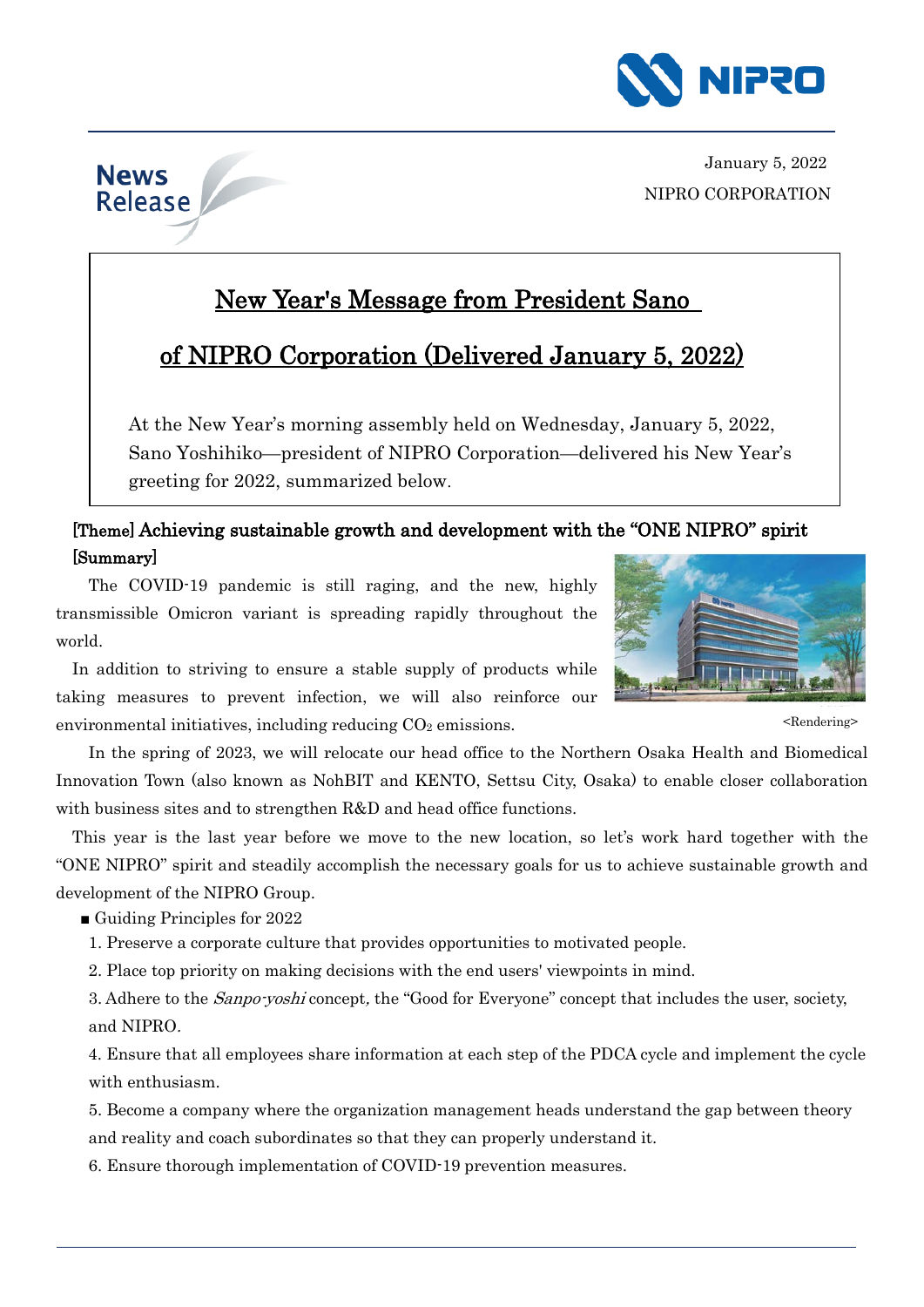January 5, 2022

NIPRO CORPORATION

News Release

# New Year's Message from President Sano of NIPRO Corporation (Delivered January 5, 2022)

At the New Year's morning assembly held on Wednesday, January 5, 2022, Sano Yoshihiko—president of NIPRO Corporation—delivered his New Year's greeting for 2022, summarized below.

## [Theme] Achieving sustainable growth and development with the "ONE NIPRO" spirit

### [Summary]

The COVID-19 pandemic is still raging, and the new, highly transmissible Omicron variant is spreading rapidly throughout the world.

In addition to striving to ensure a stable supply of products while taking measures to prevent infection, we will also reinforce our environmental initiatives, including reducing $CO_2$ emissions.

<Rendering>

In the spring of 2023, we will relocate our head office to the Northern Osaka Health and Biomedical Innovation Town (also known as NohBIT and KENTO, Settsu City, Osaka) to enable closer collaboration with business sites and to strengthen R&D and head office functions.

This year is the last year before we move to the new location, so let's work hard together with the "ONE NIPRO" spirit and steadily accomplish the necessary goals for us to achieve sustainable growth and development of the NIPRO Group.

■ Guiding Principles for 2022

1. Preserve a corporate culture that provides opportunities to motivated people.
2. Place top priority on making decisions with the end users' viewpoints in mind.
3. Adhere to the *Sanpo-yoshi* concept, the "Good for Everyone" concept that includes the user, society, and NIPRO.
4. Ensure that all employees share information at each step of the PDCA cycle and implement the cycle with enthusiasm.
5. Become a company where the organization management heads understand the gap between theory and reality and coach subordinates so that they can properly understand it.
6. Ensure thorough implementation of COVID-19 prevention measures.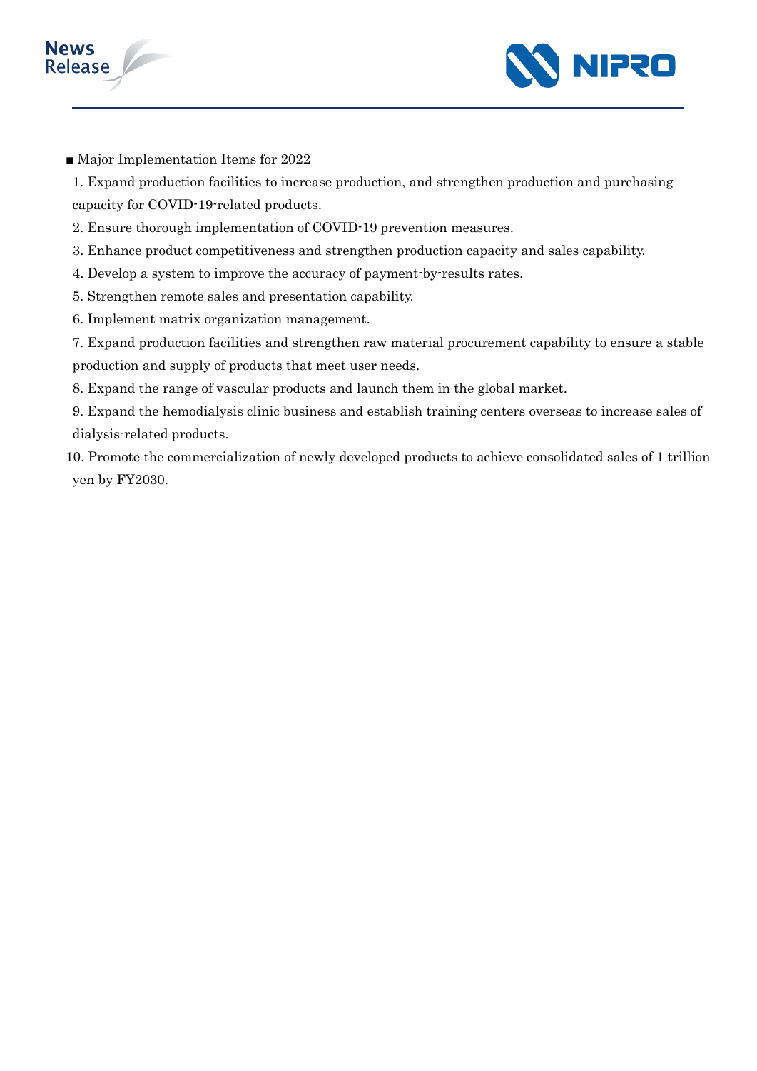■ Major Implementation Items for 2022

1. Expand production facilities to increase production, and strengthen production and purchasing capacity for COVID-19-related products.
2. Ensure thorough implementation of COVID-19 prevention measures.
3. Enhance product competitiveness and strengthen production capacity and sales capability.
4. Develop a system to improve the accuracy of payment-by-results rates.
5. Strengthen remote sales and presentation capability.
6. Implement matrix organization management.
7. Expand production facilities and strengthen raw material procurement capability to ensure a stable production and supply of products that meet user needs.
8. Expand the range of vascular products and launch them in the global market.
9. Expand the hemodialysis clinic business and establish training centers overseas to increase sales of dialysis-related products.
10. Promote the commercialization of newly developed products to achieve consolidated sales of 1 trillion yen by FY2030.